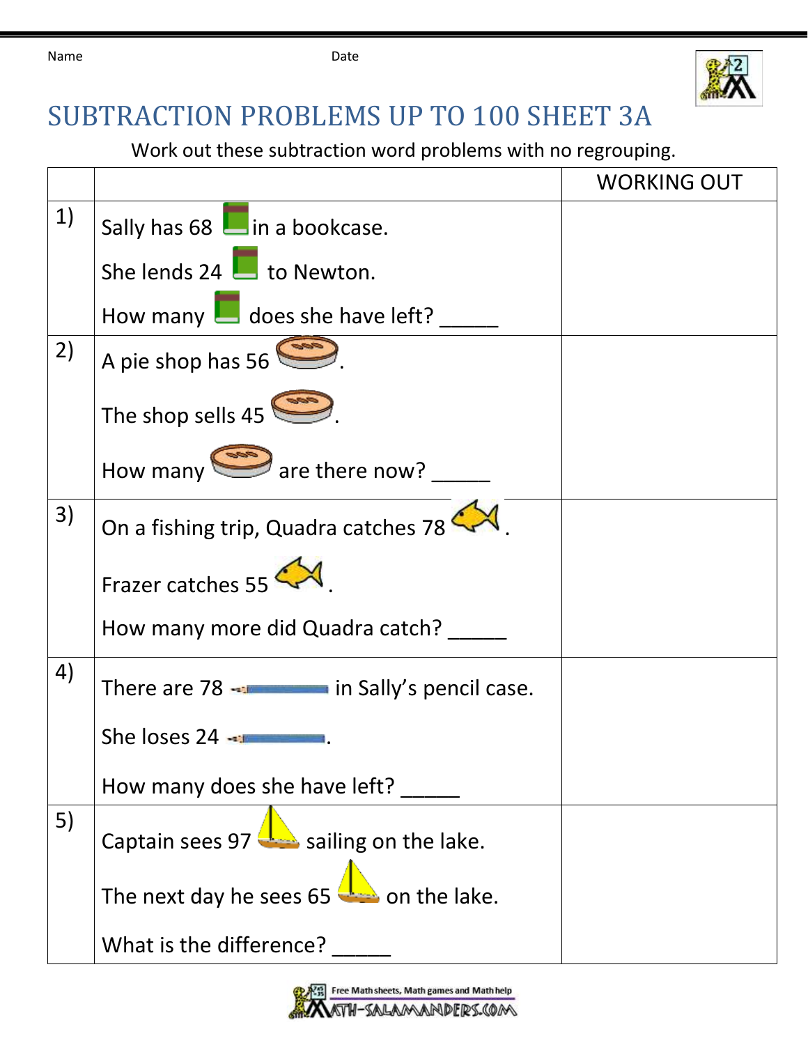Name Date

# SUBTRACTION PROBLEMS UP TO 100 SHEET 3A

Work out these subtraction word problems with no regrouping.

| | | WORKING OUT |
|---|---|---|
| 1) | Sally has 68 in a bookcase.<br>She lends 24 to Newton.<br>How many does she have left? _____ | |
| 2) | A pie shop has 56 .<br>The shop sells 45 .<br>How many are there now? _____ | |
| 3) | On a fishing trip, Quadra catches 78 .<br>Frazer catches 55 .<br>How many more did Quadra catch? _____ | |
| 4) | There are 78 in Sally's pencil case.<br>She loses 24 .<br>How many does she have left? _____ | |
| 5) | Captain sees 97 sailing on the lake.<br>The next day he sees 65 on the lake.<br>What is the difference? _____ | |

Free Math sheets, Math games and Math help
MATH-SALAMANDERS.COM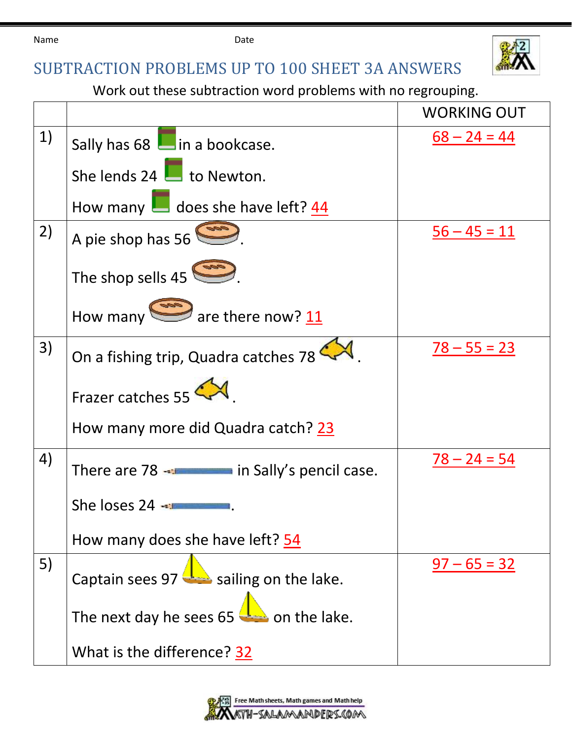Name Date

# SUBTRACTION PROBLEMS UP TO 100 SHEET 3A ANSWERS

Work out these subtraction word problems with no regrouping.

| | | WORKING OUT |
|---|---|---|
| 1) | Sally has 68 in a bookcase.<br>She lends 24 to Newton.<br>How many does she have left? 44 | 68 – 24 = 44 |
| 2) | A pie shop has 56 .<br>The shop sells 45 .<br>How many are there now? 11 | 56 – 45 = 11 |
| 3) | On a fishing trip, Quadra catches 78 .<br>Frazer catches 55 .<br>How many more did Quadra catch? 23 | 78 – 55 = 23 |
| 4) | There are 78 in Sally's pencil case.<br>She loses 24 .<br>How many does she have left? 54 | 78 – 24 = 54 |
| 5) | Captain sees 97 sailing on the lake.<br>The next day he sees 65 on the lake.<br>What is the difference? 32 | 97 – 65 = 32 |

Free Math sheets, Math games and Math help
MATH-SALAMANDERS.COM